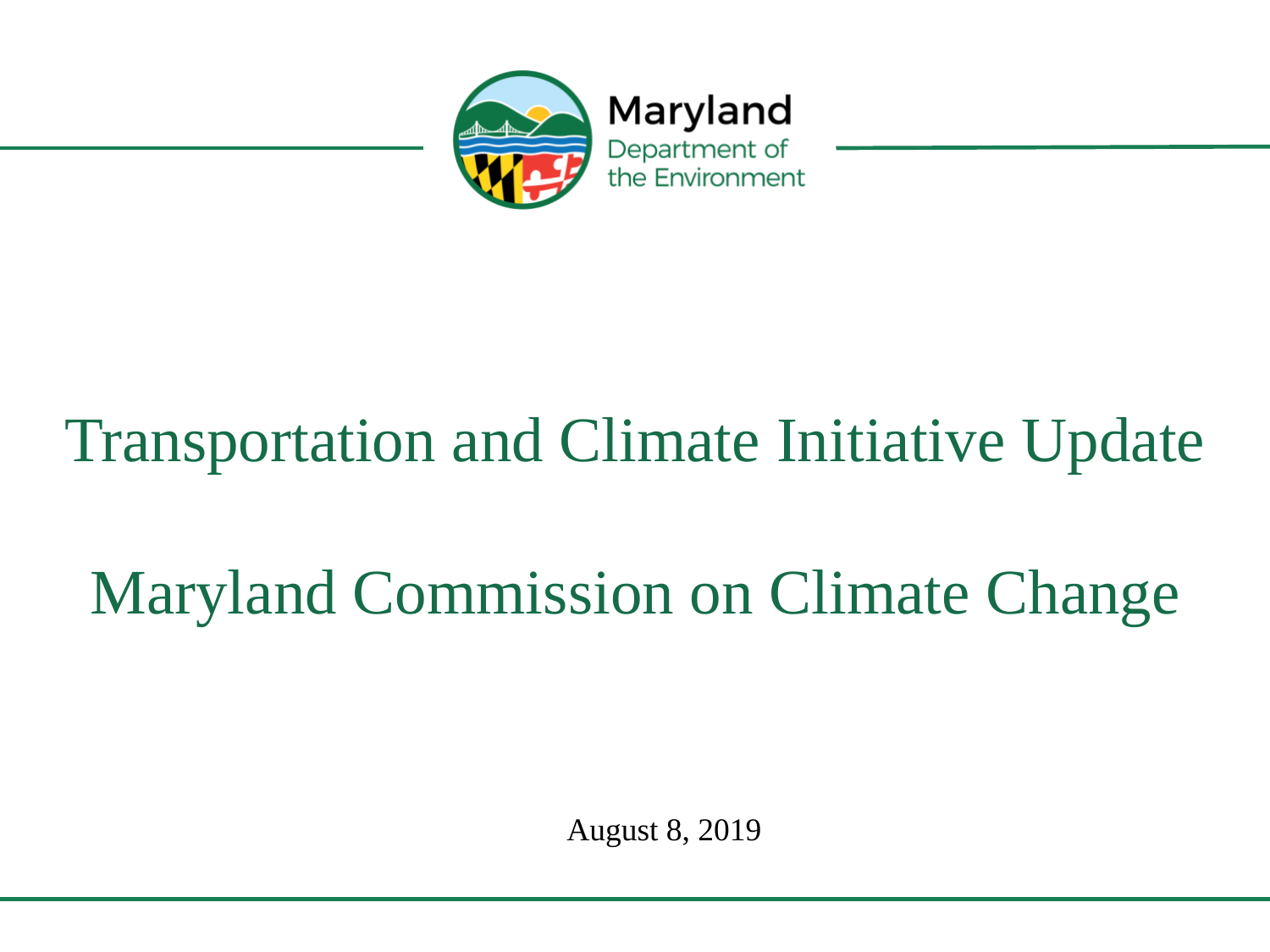Maryland
Department of
the Environment

# Transportation and Climate Initiative Update

# Maryland Commission on Climate Change

August 8, 2019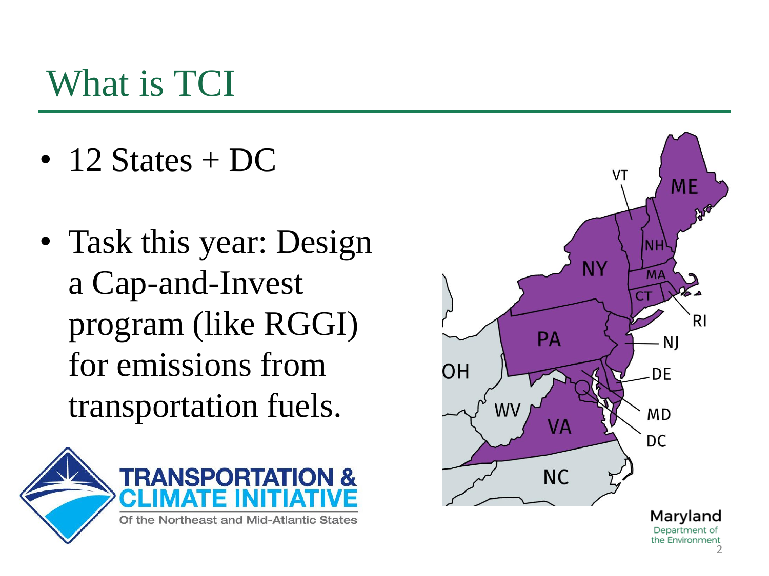# What is TCI

- 12 States + DC
- Task this year: Design a Cap-and-Invest program (like RGGI) for emissions from transportation fuels.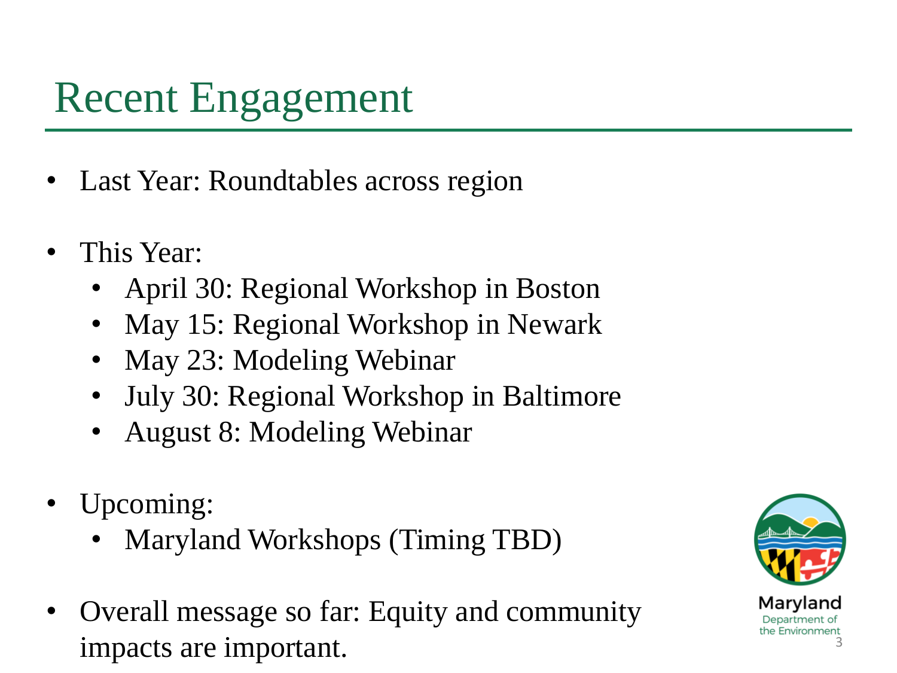# Recent Engagement

- Last Year: Roundtables across region
- This Year:
  - April 30: Regional Workshop in Boston
  - May 15: Regional Workshop in Newark
  - May 23: Modeling Webinar
  - July 30: Regional Workshop in Baltimore
  - August 8: Modeling Webinar
- Upcoming:
  - Maryland Workshops (Timing TBD)
- Overall message so far: Equity and community impacts are important.

Maryland Department of the Environment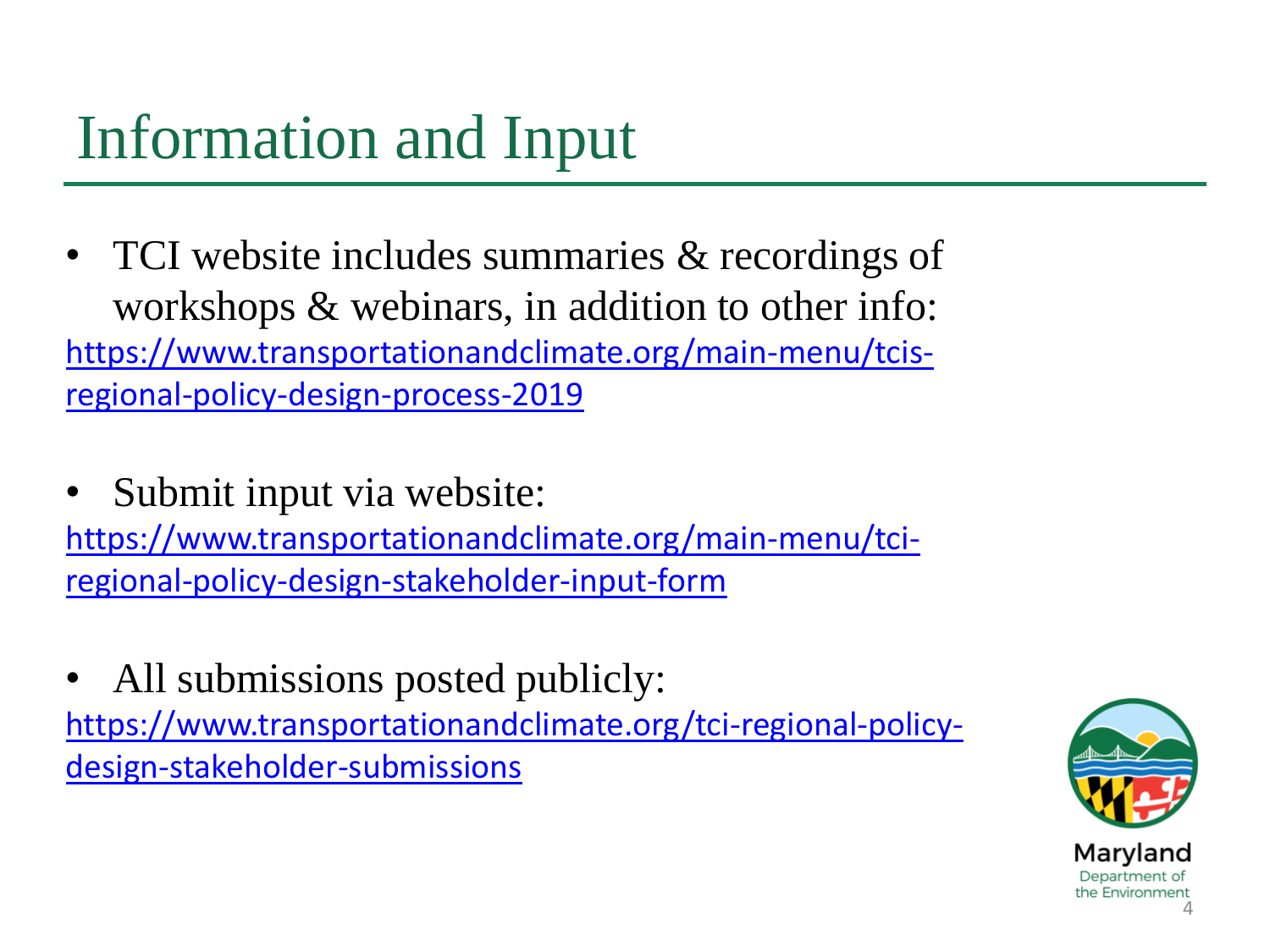# Information and Input

- TCI website includes summaries & recordings of workshops & webinars, in addition to other info: https://www.transportationandclimate.org/main-menu/tcis-regional-policy-design-process-2019

- Submit input via website: https://www.transportationandclimate.org/main-menu/tci-regional-policy-design-stakeholder-input-form

- All submissions posted publicly: https://www.transportationandclimate.org/tci-regional-policy-design-stakeholder-submissions

Maryland Department of the Environment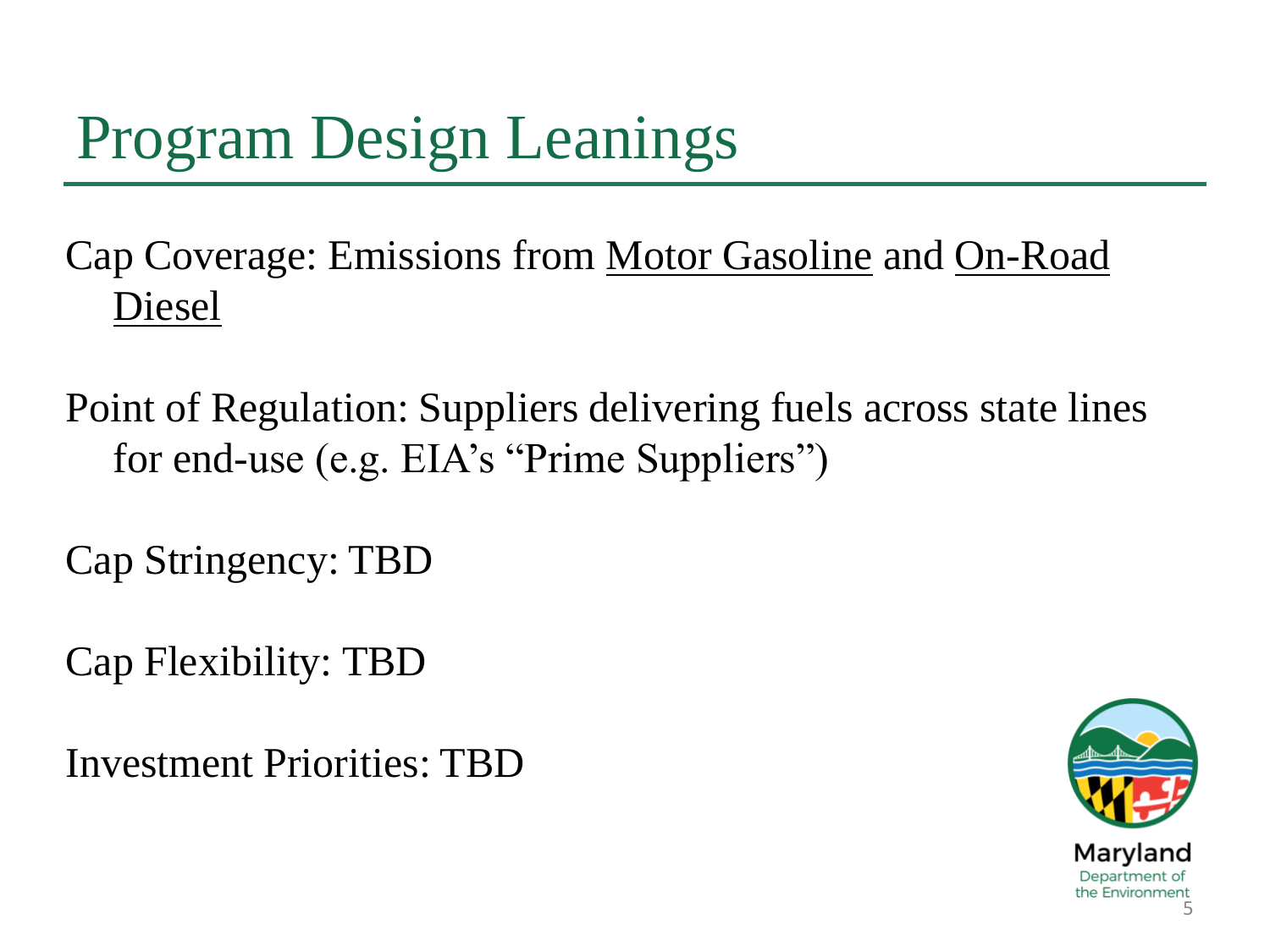# Program Design Leanings

Cap Coverage: Emissions from Motor Gasoline and On-Road Diesel

Point of Regulation: Suppliers delivering fuels across state lines for end-use (e.g. EIA's "Prime Suppliers")

Cap Stringency: TBD

Cap Flexibility: TBD

Investment Priorities: TBD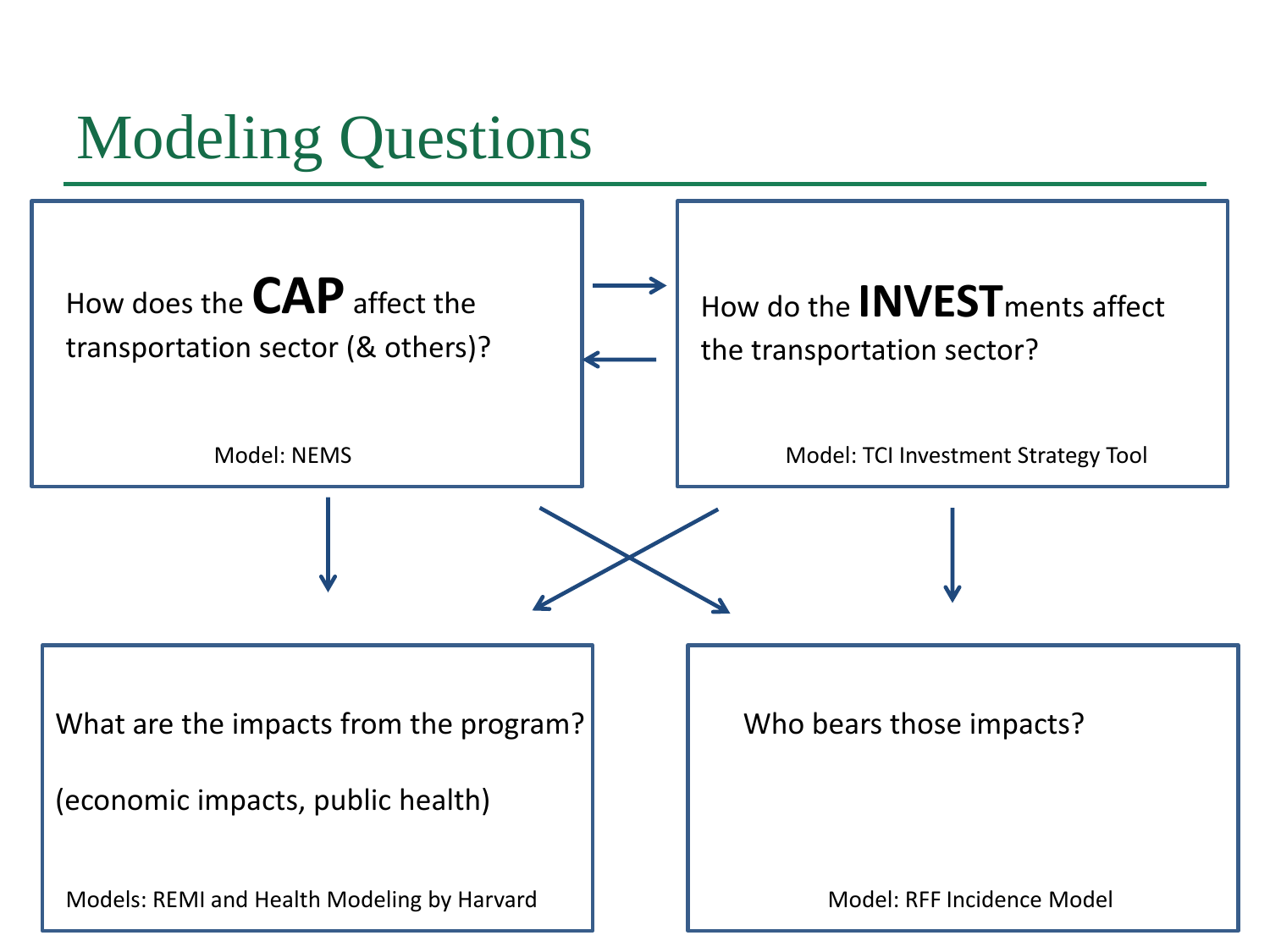# Modeling Questions

How does the **CAP** affect the transportation sector (& others)?

Model: NEMS

How do the **INVEST**ments affect the transportation sector?

Model: TCI Investment Strategy Tool

What are the impacts from the program?

(economic impacts, public health)

Models: REMI and Health Modeling by Harvard

Who bears those impacts?

Model: RFF Incidence Model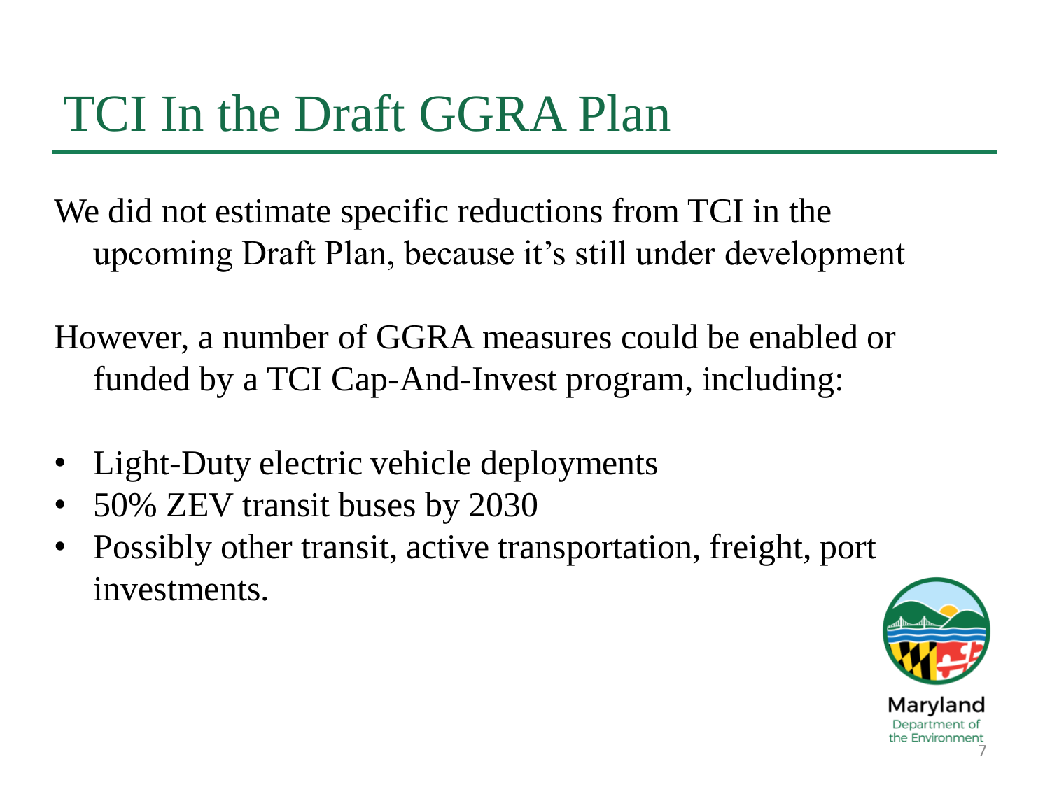# TCI In the Draft GGRA Plan

We did not estimate specific reductions from TCI in the upcoming Draft Plan, because it's still under development

However, a number of GGRA measures could be enabled or funded by a TCI Cap-And-Invest program, including:

- Light-Duty electric vehicle deployments
- 50% ZEV transit buses by 2030
- Possibly other transit, active transportation, freight, port investments.

Maryland
Department of the Environment